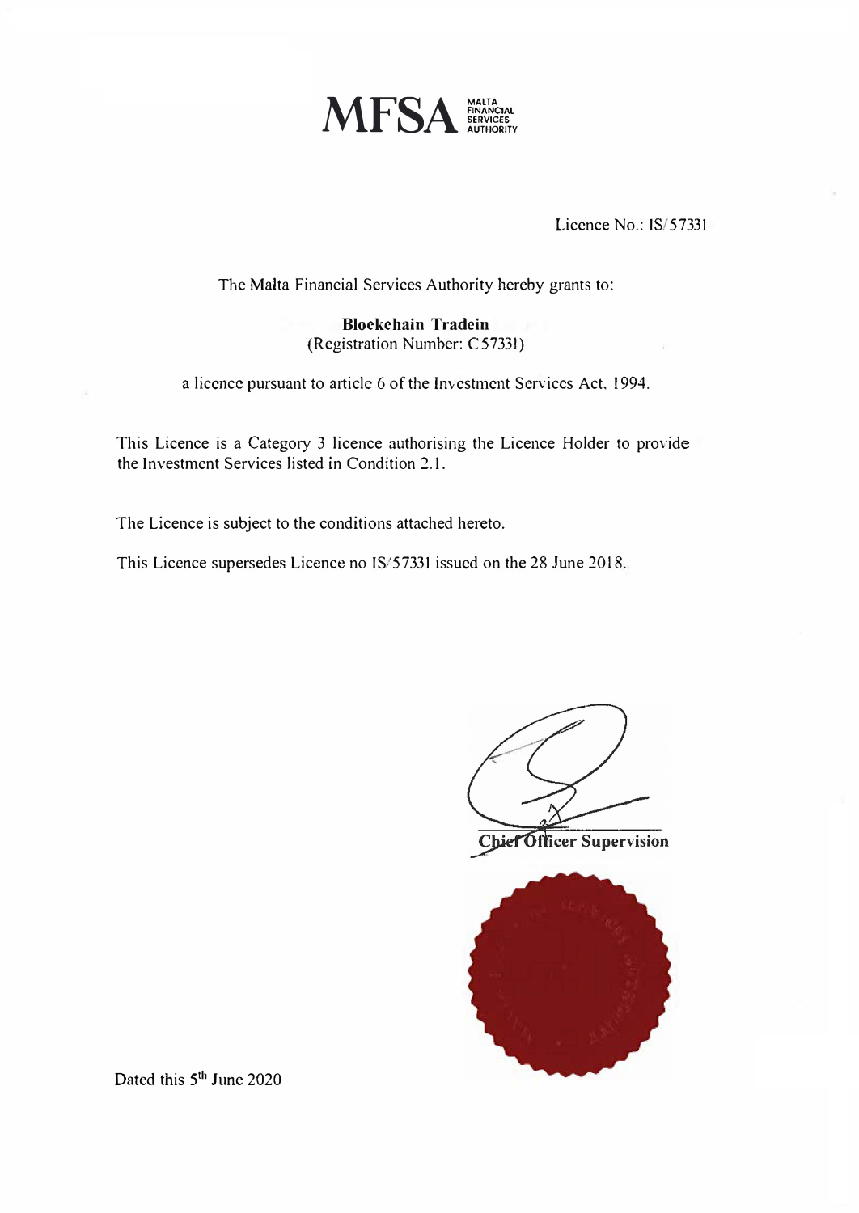**MFSA** MALTA FINANCIAL SERVICES AUTHORITY

Licence No.: IS/57331

The Malta Financial Services Authority hereby grants to:

**Blockchain Tradein**
(Registration Number: C 57331)

a licence pursuant to article 6 of the Investment Services Act, 1994.

This Licence is a Category 3 licence authorising the Licence Holder to provide the Investment Services listed in Condition 2.1.

The Licence is subject to the conditions attached hereto.

This Licence supersedes Licence no IS/57331 issued on the 28 June 2018.

**Chief Officer Supervision**

Dated this 5th June 2020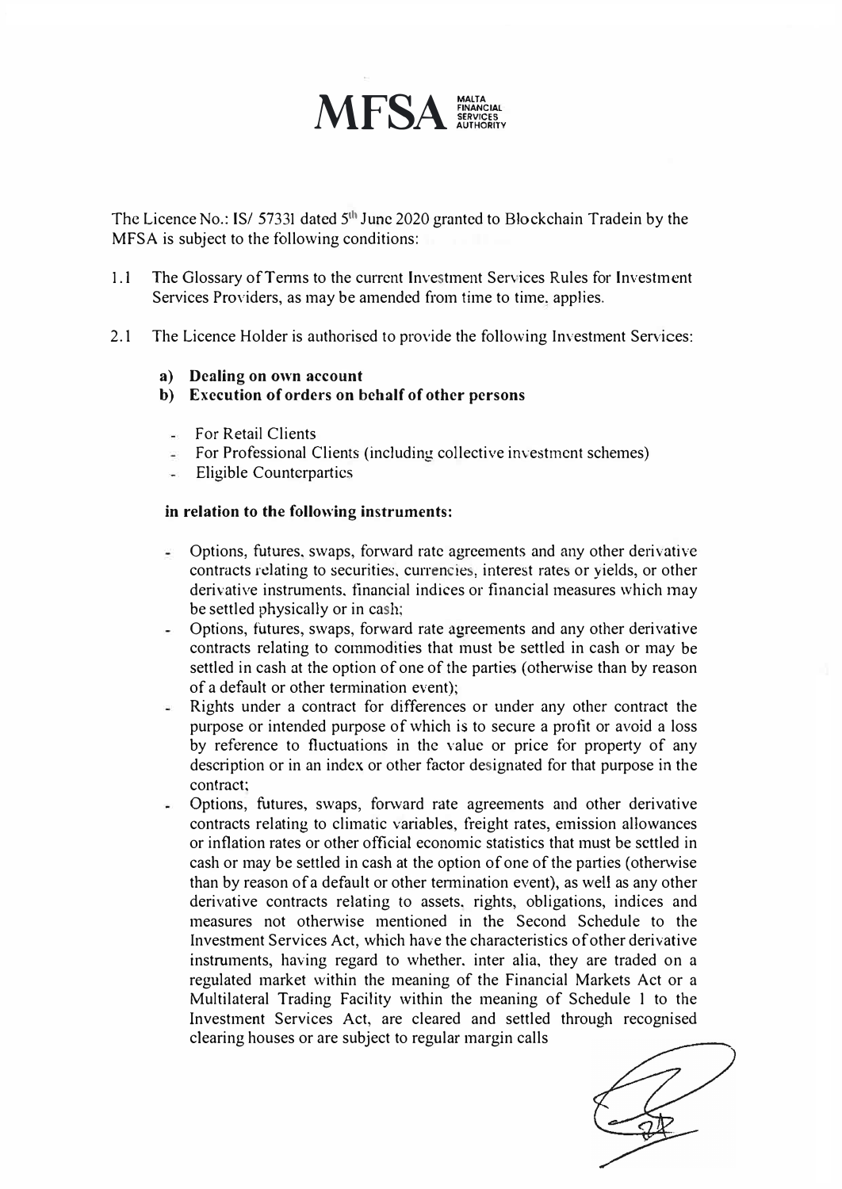# MFSA MALTA FINANCIAL SERVICES AUTHORITY

The Licence No.: IS/ 57331 dated 5th June 2020 granted to Blockchain Tradein by the MFSA is subject to the following conditions:

1.1 The Glossary of Terms to the current Investment Services Rules for Investment Services Providers, as may be amended from time to time, applies.

2.1 The Licence Holder is authorised to provide the following Investment Services:

**a) Dealing on own account**

**b) Execution of orders on behalf of other persons**

- For Retail Clients
- For Professional Clients (including collective investment schemes)
- Eligible Counterparties

**in relation to the following instruments:**

- Options, futures, swaps, forward rate agreements and any other derivative contracts relating to securities, currencies, interest rates or yields, or other derivative instruments, financial indices or financial measures which may be settled physically or in cash;
- Options, futures, swaps, forward rate agreements and any other derivative contracts relating to commodities that must be settled in cash or may be settled in cash at the option of one of the parties (otherwise than by reason of a default or other termination event);
- Rights under a contract for differences or under any other contract the purpose or intended purpose of which is to secure a profit or avoid a loss by reference to fluctuations in the value or price for property of any description or in an index or other factor designated for that purpose in the contract;
- Options, futures, swaps, forward rate agreements and other derivative contracts relating to climatic variables, freight rates, emission allowances or inflation rates or other official economic statistics that must be settled in cash or may be settled in cash at the option of one of the parties (otherwise than by reason of a default or other termination event), as well as any other derivative contracts relating to assets, rights, obligations, indices and measures not otherwise mentioned in the Second Schedule to the Investment Services Act, which have the characteristics of other derivative instruments, having regard to whether, inter alia, they are traded on a regulated market within the meaning of the Financial Markets Act or a Multilateral Trading Facility within the meaning of Schedule 1 to the Investment Services Act, are cleared and settled through recognised clearing houses or are subject to regular margin calls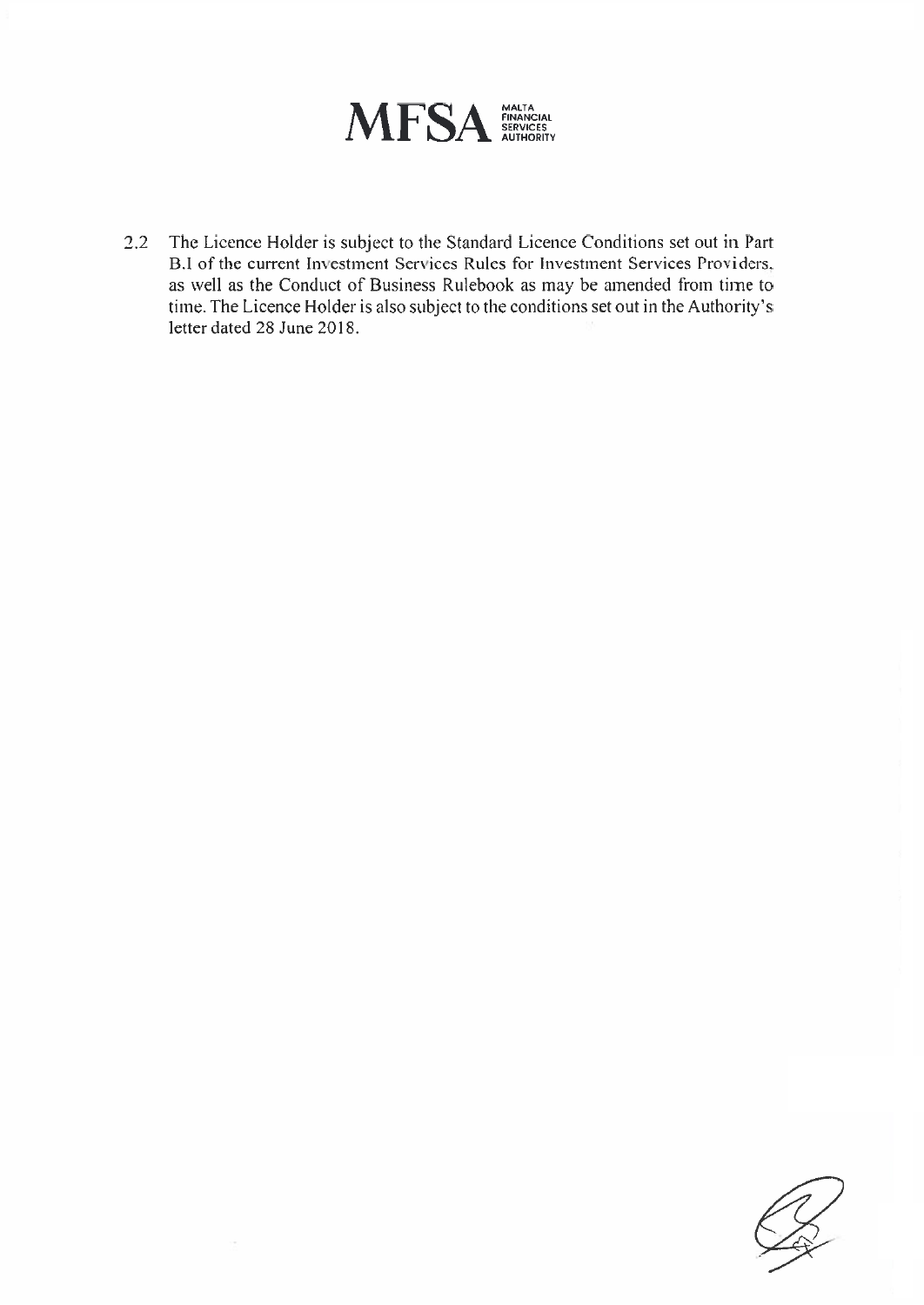2.2 The Licence Holder is subject to the Standard Licence Conditions set out in Part B.I of the current Investment Services Rules for Investment Services Providers, as well as the Conduct of Business Rulebook as may be amended from time to time. The Licence Holder is also subject to the conditions set out in the Authority's letter dated 28 June 2018.